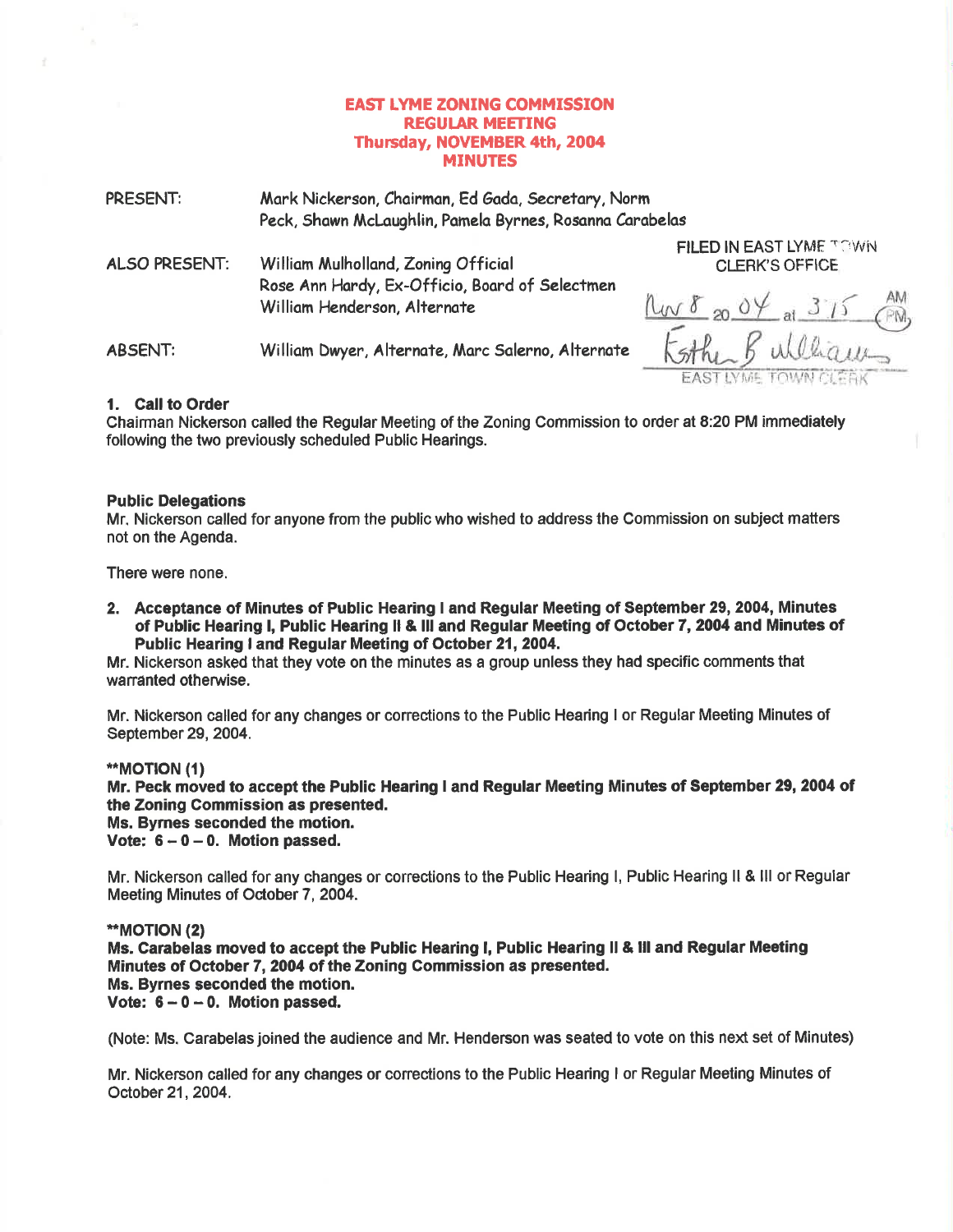# EAST LYME ZONING COMMISSION
## REGULAR MEETING
## Thursday, NOVEMBER 4th, 2004
## MINUTES

PRESENT: Mark Nickerson, Chairman, Ed Gada, Secretary, Norm Peck, Shawn McLaughlin, Pamela Byrnes, Rosanna Carabelas

ALSO PRESENT: William Mulholland, Zoning Official
Rose Ann Hardy, Ex-Officio, Board of Selectmen
William Henderson, Alternate

ABSENT: William Dwyer, Alternate, Marc Salerno, Alternate

FILED IN EAST LYME TOWN CLERK'S OFFICE
Nov 8 20 04 at 3:15 PM
Esther B Williams
EAST LYME TOWN CLERK

**1. Call to Order**
Chairman Nickerson called the Regular Meeting of the Zoning Commission to order at 8:20 PM immediately following the two previously scheduled Public Hearings.

**Public Delegations**
Mr. Nickerson called for anyone from the public who wished to address the Commission on subject matters not on the Agenda.

There were none.

**2. Acceptance of Minutes of Public Hearing I and Regular Meeting of September 29, 2004, Minutes of Public Hearing I, Public Hearing II & III and Regular Meeting of October 7, 2004 and Minutes of Public Hearing I and Regular Meeting of October 21, 2004.**
Mr. Nickerson asked that they vote on the minutes as a group unless they had specific comments that warranted otherwise.

Mr. Nickerson called for any changes or corrections to the Public Hearing I or Regular Meeting Minutes of September 29, 2004.

**\*\*MOTION (1)**
**Mr. Peck moved to accept the Public Hearing I and Regular Meeting Minutes of September 29, 2004 of the Zoning Commission as presented.**
**Ms. Byrnes seconded the motion.**
**Vote: 6 – 0 – 0. Motion passed.**

Mr. Nickerson called for any changes or corrections to the Public Hearing I, Public Hearing II & III or Regular Meeting Minutes of October 7, 2004.

**\*\*MOTION (2)**
**Ms. Carabelas moved to accept the Public Hearing I, Public Hearing II & III and Regular Meeting Minutes of October 7, 2004 of the Zoning Commission as presented.**
**Ms. Byrnes seconded the motion.**
**Vote: 6 – 0 – 0. Motion passed.**

(Note: Ms. Carabelas joined the audience and Mr. Henderson was seated to vote on this next set of Minutes)

Mr. Nickerson called for any changes or corrections to the Public Hearing I or Regular Meeting Minutes of October 21, 2004.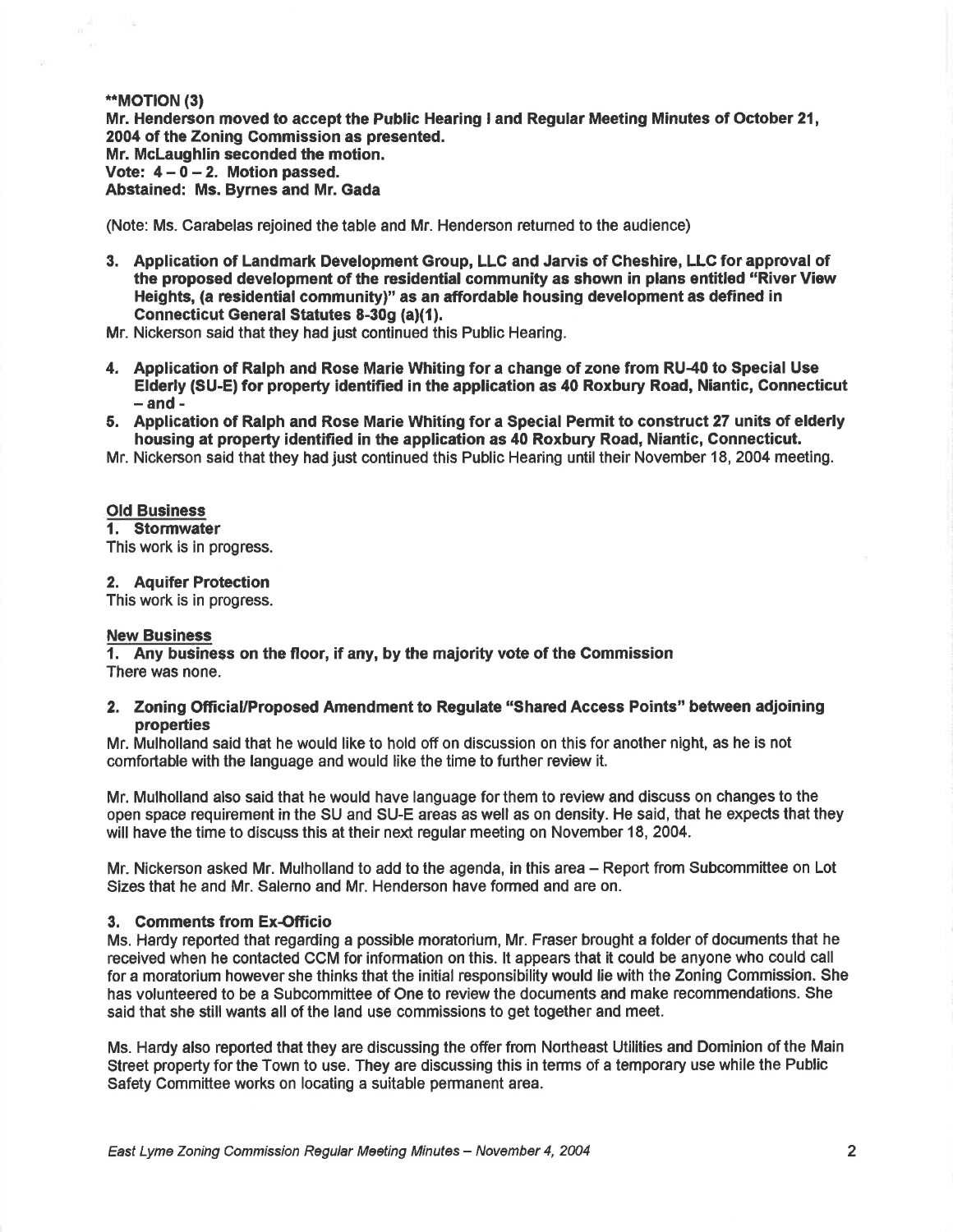**\*\*MOTION (3)**
**Mr. Henderson moved to accept the Public Hearing I and Regular Meeting Minutes of October 21, 2004 of the Zoning Commission as presented.**
**Mr. McLaughlin seconded the motion.**
**Vote: 4 – 0 – 2. Motion passed.**
**Abstained: Ms. Byrnes and Mr. Gada**

(Note: Ms. Carabelas rejoined the table and Mr. Henderson returned to the audience)

3. **Application of Landmark Development Group, LLC and Jarvis of Cheshire, LLC for approval of the proposed development of the residential community as shown in plans entitled "River View Heights, (a residential community)" as an affordable housing development as defined in Connecticut General Statutes 8-30g (a)(1).**

Mr. Nickerson said that they had just continued this Public Hearing.

4. **Application of Ralph and Rose Marie Whiting for a change of zone from RU-40 to Special Use Elderly (SU-E) for property identified in the application as 40 Roxbury Road, Niantic, Connecticut – and -**
5. **Application of Ralph and Rose Marie Whiting for a Special Permit to construct 27 units of elderly housing at property identified in the application as 40 Roxbury Road, Niantic, Connecticut.**

Mr. Nickerson said that they had just continued this Public Hearing until their November 18, 2004 meeting.

**Old Business**

**1. Stormwater**
This work is in progress.

**2. Aquifer Protection**
This work is in progress.

**New Business**

**1. Any business on the floor, if any, by the majority vote of the Commission**
There was none.

**2. Zoning Official/Proposed Amendment to Regulate "Shared Access Points" between adjoining properties**
Mr. Mulholland said that he would like to hold off on discussion on this for another night, as he is not comfortable with the language and would like the time to further review it.

Mr. Mulholland also said that he would have language for them to review and discuss on changes to the open space requirement in the SU and SU-E areas as well as on density. He said, that he expects that they will have the time to discuss this at their next regular meeting on November 18, 2004.

Mr. Nickerson asked Mr. Mulholland to add to the agenda, in this area – Report from Subcommittee on Lot Sizes that he and Mr. Salerno and Mr. Henderson have formed and are on.

**3. Comments from Ex-Officio**
Ms. Hardy reported that regarding a possible moratorium, Mr. Fraser brought a folder of documents that he received when he contacted CCM for information on this. It appears that it could be anyone who could call for a moratorium however she thinks that the initial responsibility would lie with the Zoning Commission. She has volunteered to be a Subcommittee of One to review the documents and make recommendations. She said that she still wants all of the land use commissions to get together and meet.

Ms. Hardy also reported that they are discussing the offer from Northeast Utilities and Dominion of the Main Street property for the Town to use. They are discussing this in terms of a temporary use while the Public Safety Committee works on locating a suitable permanent area.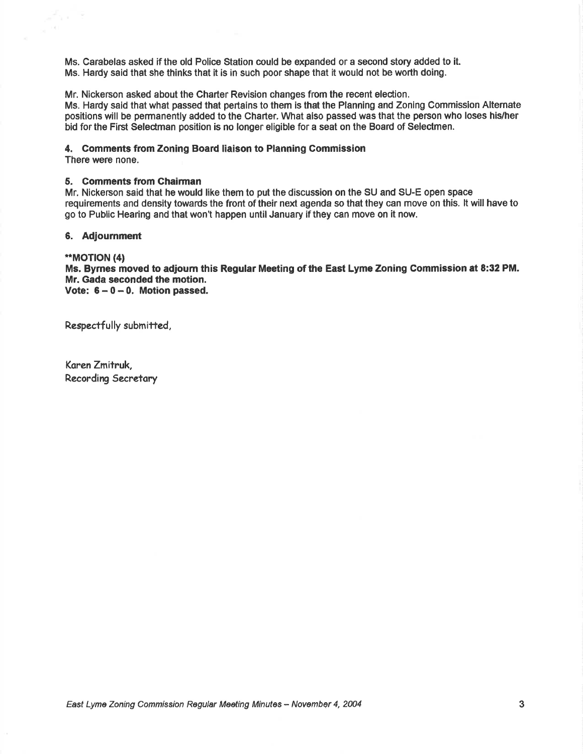Ms. Carabelas asked if the old Police Station could be expanded or a second story added to it.
Ms. Hardy said that she thinks that it is in such poor shape that it would not be worth doing.

Mr. Nickerson asked about the Charter Revision changes from the recent election.
Ms. Hardy said that what passed that pertains to them is that the Planning and Zoning Commission Alternate positions will be permanently added to the Charter. What also passed was that the person who loses his/her bid for the First Selectman position is no longer eligible for a seat on the Board of Selectmen.

**4. Comments from Zoning Board liaison to Planning Commission**

There were none.

**5. Comments from Chairman**

Mr. Nickerson said that he would like them to put the discussion on the SU and SU-E open space requirements and density towards the front of their next agenda so that they can move on this. It will have to go to Public Hearing and that won't happen until January if they can move on it now.

**6. Adjournment**

****MOTION (4)**
**Ms. Byrnes moved to adjourn this Regular Meeting of the East Lyme Zoning Commission at 8:32 PM.**
**Mr. Gada seconded the motion.**
**Vote: 6 – 0 – 0. Motion passed.**

Respectfully submitted,

Karen Zmitruk,
Recording Secretary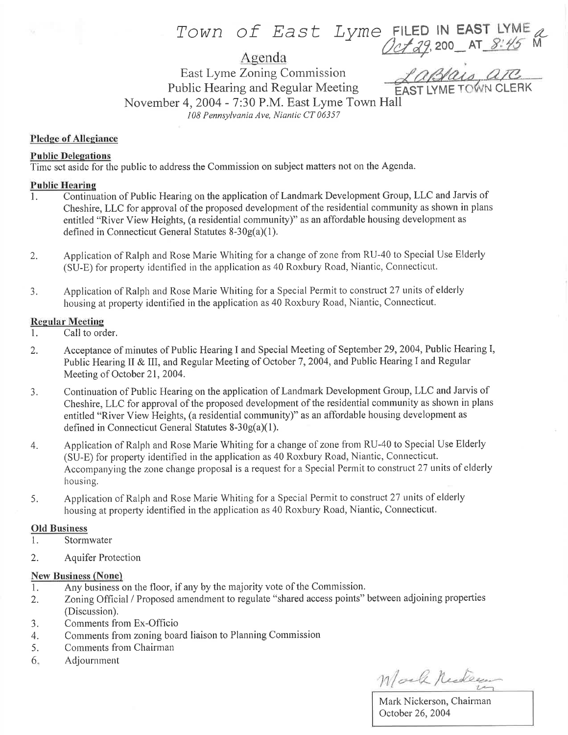# Town of East Lyme

FILED IN EAST LYME
Oct 29, 200_ AT 8:45 AM

LaBlais, ATC
EAST LYME TOWN CLERK

## Agenda

East Lyme Zoning Commission
Public Hearing and Regular Meeting
November 4, 2004 - 7:30 P.M. East Lyme Town Hall
*108 Pennsylvania Ave, Niantic CT 06357*

**Pledge of Allegiance**

**Public Delegations**

Time set aside for the public to address the Commission on subject matters not on the Agenda.

**Public Hearing**

1. Continuation of Public Hearing on the application of Landmark Development Group, LLC and Jarvis of Cheshire, LLC for approval of the proposed development of the residential community as shown in plans entitled "River View Heights, (a residential community)" as an affordable housing development as defined in Connecticut General Statutes 8-30g(a)(1).
2. Application of Ralph and Rose Marie Whiting for a change of zone from RU-40 to Special Use Elderly (SU-E) for property identified in the application as 40 Roxbury Road, Niantic, Connecticut.
3. Application of Ralph and Rose Marie Whiting for a Special Permit to construct 27 units of elderly housing at property identified in the application as 40 Roxbury Road, Niantic, Connecticut.

**Regular Meeting**

1. Call to order.
2. Acceptance of minutes of Public Hearing I and Special Meeting of September 29, 2004, Public Hearing I, Public Hearing II & III, and Regular Meeting of October 7, 2004, and Public Hearing I and Regular Meeting of October 21, 2004.
3. Continuation of Public Hearing on the application of Landmark Development Group, LLC and Jarvis of Cheshire, LLC for approval of the proposed development of the residential community as shown in plans entitled "River View Heights, (a residential community)" as an affordable housing development as defined in Connecticut General Statutes 8-30g(a)(1).
4. Application of Ralph and Rose Marie Whiting for a change of zone from RU-40 to Special Use Elderly (SU-E) for property identified in the application as 40 Roxbury Road, Niantic, Connecticut. Accompanying the zone change proposal is a request for a Special Permit to construct 27 units of elderly housing.
5. Application of Ralph and Rose Marie Whiting for a Special Permit to construct 27 units of elderly housing at property identified in the application as 40 Roxbury Road, Niantic, Connecticut.

**Old Business**

1. Stormwater
2. Aquifer Protection

**New Business (None)**

1. Any business on the floor, if any by the majority vote of the Commission.
2. Zoning Official / Proposed amendment to regulate "shared access points" between adjoining properties (Discussion).
3. Comments from Ex-Officio
4. Comments from zoning board liaison to Planning Commission
5. Comments from Chairman
6. Adjournment

Mark Nickerson

Mark Nickerson, Chairman
October 26, 2004